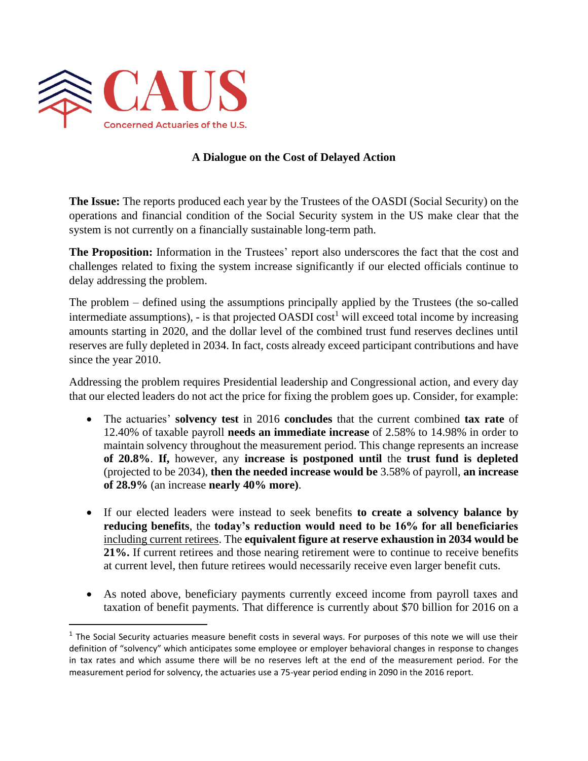CAUS

Concerned Actuaries of the U.S.

**A Dialogue on the Cost of Delayed Action**

**The Issue:** The reports produced each year by the Trustees of the OASDI (Social Security) on the operations and financial condition of the Social Security system in the US make clear that the system is not currently on a financially sustainable long-term path.

**The Proposition:** Information in the Trustees' report also underscores the fact that the cost and challenges related to fixing the system increase significantly if our elected officials continue to delay addressing the problem.

The problem – defined using the assumptions principally applied by the Trustees (the so-called intermediate assumptions), - is that projected OASDI cost[1] will exceed total income by increasing amounts starting in 2020, and the dollar level of the combined trust fund reserves declines until reserves are fully depleted in 2034. In fact, costs already exceed participant contributions and have since the year 2010.

Addressing the problem requires Presidential leadership and Congressional action, and every day that our elected leaders do not act the price for fixing the problem goes up. Consider, for example:

- The actuaries' **solvency test** in 2016 **concludes** that the current combined **tax rate** of 12.40% of taxable payroll **needs an immediate increase** of 2.58% to 14.98% in order to maintain solvency throughout the measurement period. This change represents an increase **of 20.8%**. **If,** however, any **increase is postponed until** the **trust fund is depleted** (projected to be 2034), **then the needed increase would be** 3.58% of payroll, **an increase of 28.9%** (an increase **nearly 40% more)**.

- If our elected leaders were instead to seek benefits **to create a solvency balance by reducing benefits**, the **today's reduction would need to be 16% for all beneficiaries** <u>including current retirees</u>. The **equivalent figure at reserve exhaustion in 2034 would be 21%.** If current retirees and those nearing retirement were to continue to receive benefits at current level, then future retirees would necessarily receive even larger benefit cuts.

- As noted above, beneficiary payments currently exceed income from payroll taxes and taxation of benefit payments. That difference is currently about $70 billion for 2016 on a

[1] The Social Security actuaries measure benefit costs in several ways. For purposes of this note we will use their definition of "solvency" which anticipates some employee or employer behavioral changes in response to changes in tax rates and which assume there will be no reserves left at the end of the measurement period. For the measurement period for solvency, the actuaries use a 75-year period ending in 2090 in the 2016 report.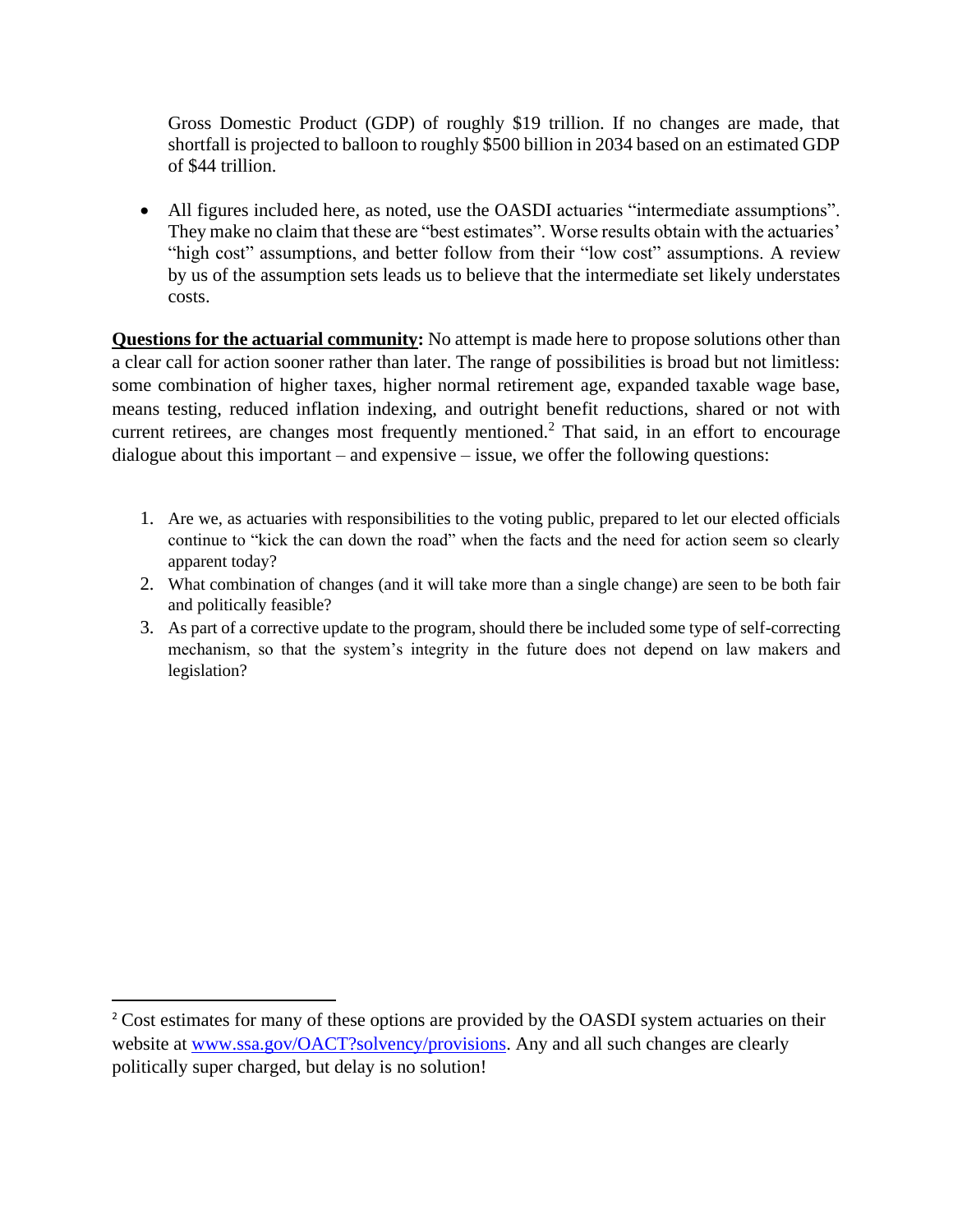Gross Domestic Product (GDP) of roughly \$19 trillion. If no changes are made, that shortfall is projected to balloon to roughly \$500 billion in 2034 based on an estimated GDP of \$44 trillion.

- All figures included here, as noted, use the OASDI actuaries "intermediate assumptions". They make no claim that these are "best estimates". Worse results obtain with the actuaries' "high cost" assumptions, and better follow from their "low cost" assumptions. A review by us of the assumption sets leads us to believe that the intermediate set likely understates costs.

**<u>Questions for the actuarial community</u>:** No attempt is made here to propose solutions other than a clear call for action sooner rather than later. The range of possibilities is broad but not limitless: some combination of higher taxes, higher normal retirement age, expanded taxable wage base, means testing, reduced inflation indexing, and outright benefit reductions, shared or not with current retirees, are changes most frequently mentioned.[2] That said, in an effort to encourage dialogue about this important – and expensive – issue, we offer the following questions:

1. Are we, as actuaries with responsibilities to the voting public, prepared to let our elected officials continue to "kick the can down the road" when the facts and the need for action seem so clearly apparent today?
2. What combination of changes (and it will take more than a single change) are seen to be both fair and politically feasible?
3. As part of a corrective update to the program, should there be included some type of self-correcting mechanism, so that the system's integrity in the future does not depend on law makers and legislation?

[2] Cost estimates for many of these options are provided by the OASDI system actuaries on their website at www.ssa.gov/OACT?solvency/provisions. Any and all such changes are clearly politically super charged, but delay is no solution!